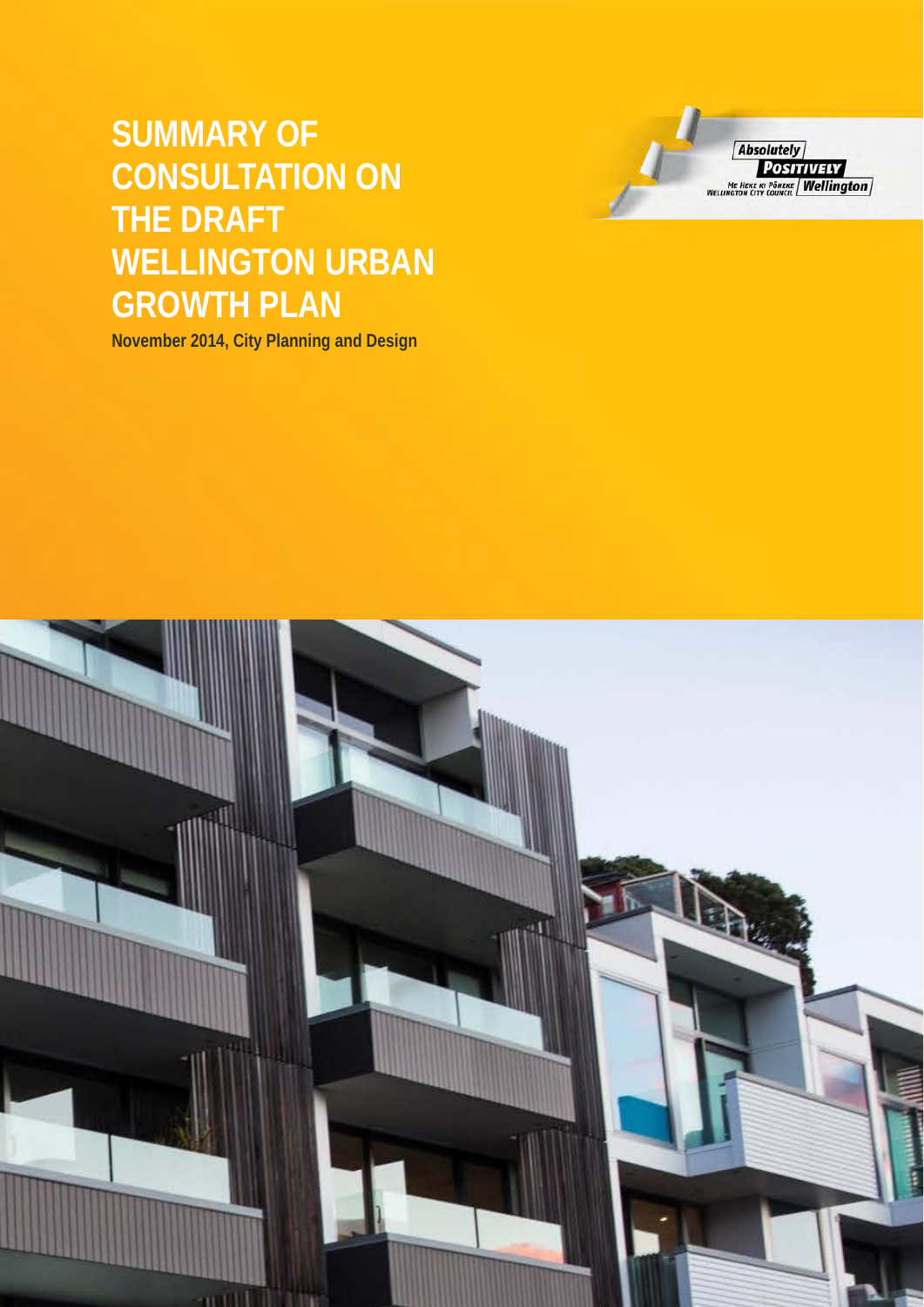# SUMMARY OF CONSULTATION ON THE DRAFT WELLINGTON URBAN GROWTH PLAN

**November 2014, City Planning and Design**

Absolutely POSITIVELY Wellington

ME HEKE KI PŌNEKE

WELLINGTON CITY COUNCIL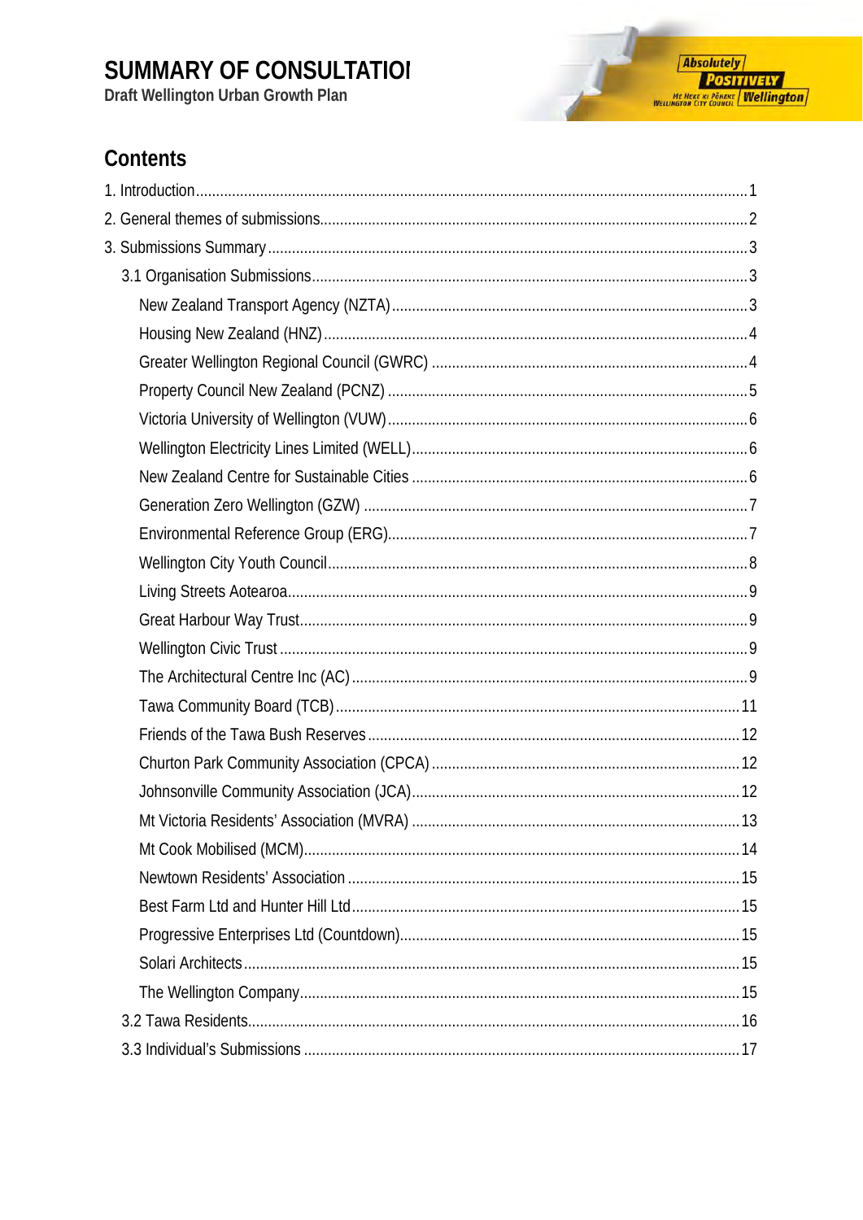# SUMMARY OF CONSULTATION
Draft Wellington Urban Growth Plan

## Contents

1. Introduction ........ 1
2. General themes of submissions ........ 2
3. Submissions Summary ........ 3
   - 3.1 Organisation Submissions ........ 3
     - New Zealand Transport Agency (NZTA) ........ 3
     - Housing New Zealand (HNZ) ........ 4
     - Greater Wellington Regional Council (GWRC) ........ 4
     - Property Council New Zealand (PCNZ) ........ 5
     - Victoria University of Wellington (VUW) ........ 6
     - Wellington Electricity Lines Limited (WELL) ........ 6
     - New Zealand Centre for Sustainable Cities ........ 6
     - Generation Zero Wellington (GZW) ........ 7
     - Environmental Reference Group (ERG) ........ 7
     - Wellington City Youth Council ........ 8
     - Living Streets Aotearoa ........ 9
     - Great Harbour Way Trust ........ 9
     - Wellington Civic Trust ........ 9
     - The Architectural Centre Inc (AC) ........ 9
     - Tawa Community Board (TCB) ........ 11
     - Friends of the Tawa Bush Reserves ........ 12
     - Churton Park Community Association (CPCA) ........ 12
     - Johnsonville Community Association (JCA) ........ 12
     - Mt Victoria Residents' Association (MVRA) ........ 13
     - Mt Cook Mobilised (MCM) ........ 14
     - Newtown Residents' Association ........ 15
     - Best Farm Ltd and Hunter Hill Ltd ........ 15
     - Progressive Enterprises Ltd (Countdown) ........ 15
     - Solari Architects ........ 15
     - The Wellington Company ........ 15
   - 3.2 Tawa Residents ........ 16
   - 3.3 Individual's Submissions ........ 17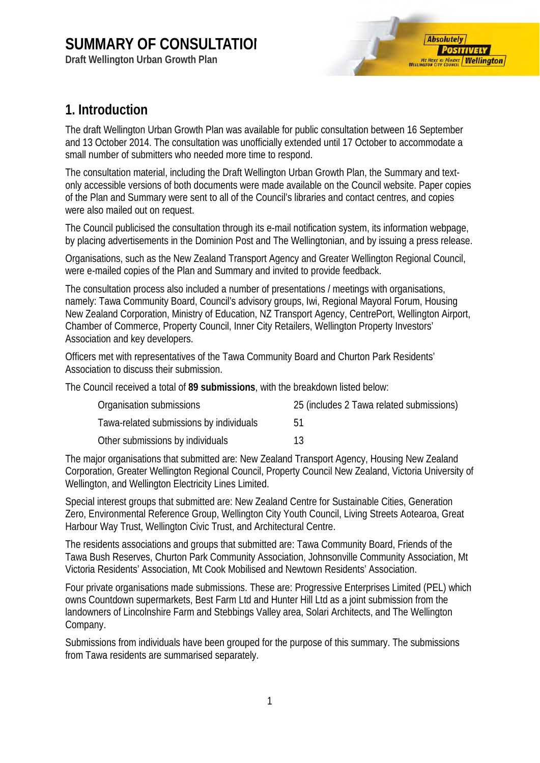# SUMMARY OF CONSULTATIOI

**Draft Wellington Urban Growth Plan**

## 1. Introduction

The draft Wellington Urban Growth Plan was available for public consultation between 16 September and 13 October 2014. The consultation was unofficially extended until 17 October to accommodate a small number of submitters who needed more time to respond.

The consultation material, including the Draft Wellington Urban Growth Plan, the Summary and text-only accessible versions of both documents were made available on the Council website. Paper copies of the Plan and Summary were sent to all of the Council's libraries and contact centres, and copies were also mailed out on request.

The Council publicised the consultation through its e-mail notification system, its information webpage, by placing advertisements in the Dominion Post and The Wellingtonian, and by issuing a press release.

Organisations, such as the New Zealand Transport Agency and Greater Wellington Regional Council, were e-mailed copies of the Plan and Summary and invited to provide feedback.

The consultation process also included a number of presentations / meetings with organisations, namely: Tawa Community Board, Council's advisory groups, Iwi, Regional Mayoral Forum, Housing New Zealand Corporation, Ministry of Education, NZ Transport Agency, CentrePort, Wellington Airport, Chamber of Commerce, Property Council, Inner City Retailers, Wellington Property Investors' Association and key developers.

Officers met with representatives of the Tawa Community Board and Churton Park Residents' Association to discuss their submission.

The Council received a total of **89 submissions**, with the breakdown listed below:

| | |
|---|---|
| Organisation submissions | 25 (includes 2 Tawa related submissions) |
| Tawa-related submissions by individuals | 51 |
| Other submissions by individuals | 13 |

The major organisations that submitted are: New Zealand Transport Agency, Housing New Zealand Corporation, Greater Wellington Regional Council, Property Council New Zealand, Victoria University of Wellington, and Wellington Electricity Lines Limited.

Special interest groups that submitted are: New Zealand Centre for Sustainable Cities, Generation Zero, Environmental Reference Group, Wellington City Youth Council, Living Streets Aotearoa, Great Harbour Way Trust, Wellington Civic Trust, and Architectural Centre.

The residents associations and groups that submitted are: Tawa Community Board, Friends of the Tawa Bush Reserves, Churton Park Community Association, Johnsonville Community Association, Mt Victoria Residents' Association, Mt Cook Mobilised and Newtown Residents' Association.

Four private organisations made submissions. These are: Progressive Enterprises Limited (PEL) which owns Countdown supermarkets, Best Farm Ltd and Hunter Hill Ltd as a joint submission from the landowners of Lincolnshire Farm and Stebbings Valley area, Solari Architects, and The Wellington Company.

Submissions from individuals have been grouped for the purpose of this summary. The submissions from Tawa residents are summarised separately.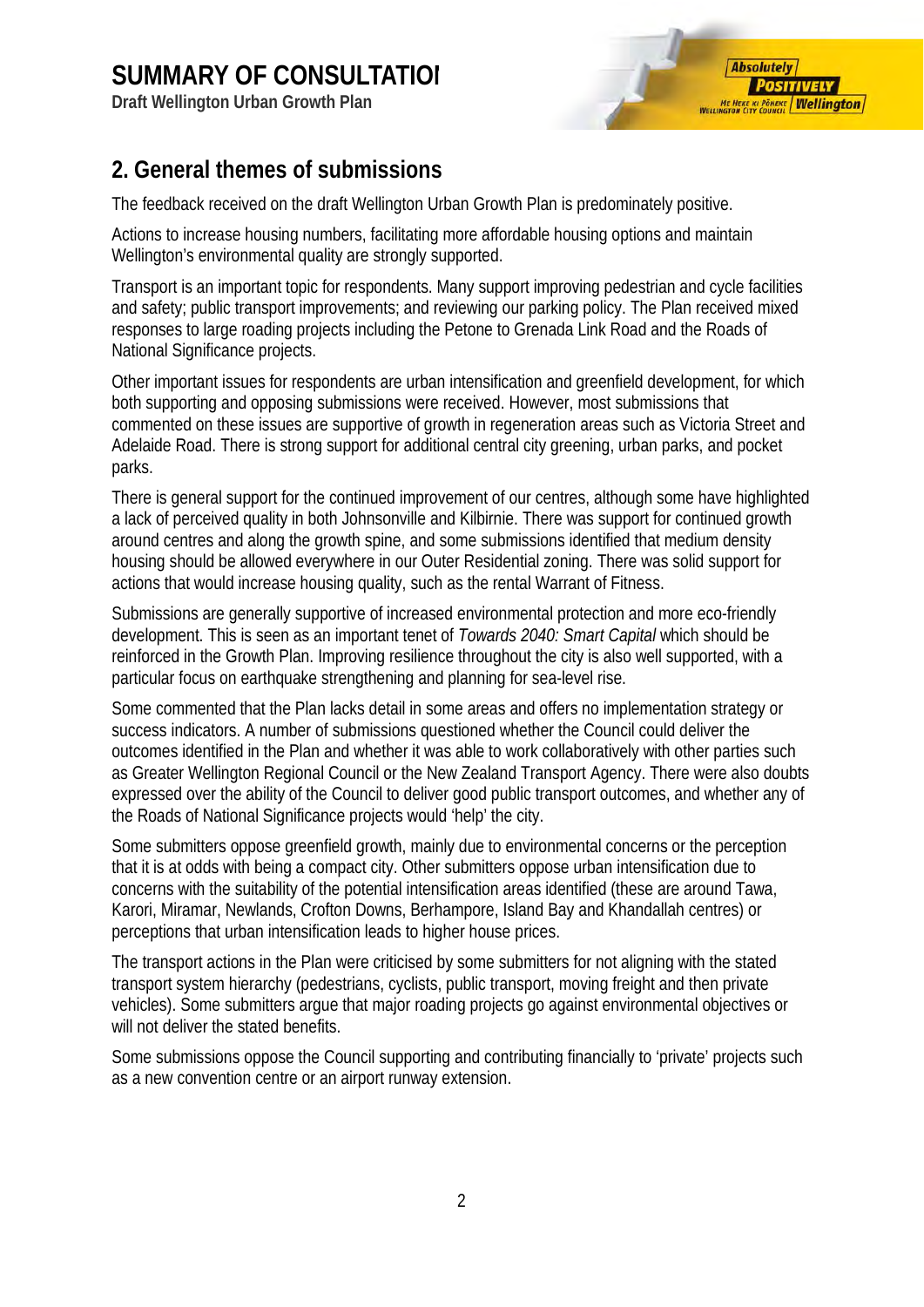## 2. General themes of submissions

The feedback received on the draft Wellington Urban Growth Plan is predominately positive.

Actions to increase housing numbers, facilitating more affordable housing options and maintain Wellington's environmental quality are strongly supported.

Transport is an important topic for respondents. Many support improving pedestrian and cycle facilities and safety; public transport improvements; and reviewing our parking policy. The Plan received mixed responses to large roading projects including the Petone to Grenada Link Road and the Roads of National Significance projects.

Other important issues for respondents are urban intensification and greenfield development, for which both supporting and opposing submissions were received. However, most submissions that commented on these issues are supportive of growth in regeneration areas such as Victoria Street and Adelaide Road. There is strong support for additional central city greening, urban parks, and pocket parks.

There is general support for the continued improvement of our centres, although some have highlighted a lack of perceived quality in both Johnsonville and Kilbirnie. There was support for continued growth around centres and along the growth spine, and some submissions identified that medium density housing should be allowed everywhere in our Outer Residential zoning. There was solid support for actions that would increase housing quality, such as the rental Warrant of Fitness.

Submissions are generally supportive of increased environmental protection and more eco-friendly development. This is seen as an important tenet of *Towards 2040: Smart Capital* which should be reinforced in the Growth Plan. Improving resilience throughout the city is also well supported, with a particular focus on earthquake strengthening and planning for sea-level rise.

Some commented that the Plan lacks detail in some areas and offers no implementation strategy or success indicators. A number of submissions questioned whether the Council could deliver the outcomes identified in the Plan and whether it was able to work collaboratively with other parties such as Greater Wellington Regional Council or the New Zealand Transport Agency. There were also doubts expressed over the ability of the Council to deliver good public transport outcomes, and whether any of the Roads of National Significance projects would 'help' the city.

Some submitters oppose greenfield growth, mainly due to environmental concerns or the perception that it is at odds with being a compact city. Other submitters oppose urban intensification due to concerns with the suitability of the potential intensification areas identified (these are around Tawa, Karori, Miramar, Newlands, Crofton Downs, Berhampore, Island Bay and Khandallah centres) or perceptions that urban intensification leads to higher house prices.

The transport actions in the Plan were criticised by some submitters for not aligning with the stated transport system hierarchy (pedestrians, cyclists, public transport, moving freight and then private vehicles). Some submitters argue that major roading projects go against environmental objectives or will not deliver the stated benefits.

Some submissions oppose the Council supporting and contributing financially to 'private' projects such as a new convention centre or an airport runway extension.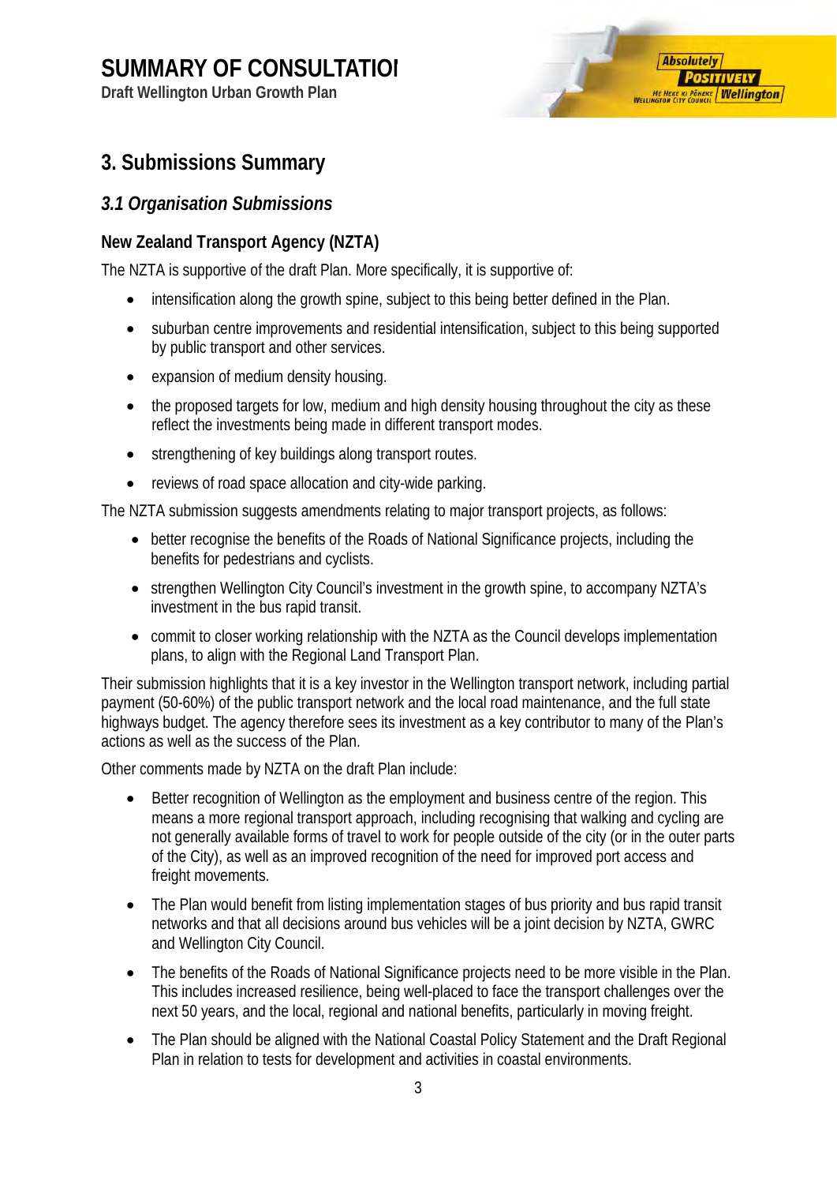# 3. Submissions Summary

## 3.1 Organisation Submissions

### New Zealand Transport Agency (NZTA)

The NZTA is supportive of the draft Plan. More specifically, it is supportive of:

- intensification along the growth spine, subject to this being better defined in the Plan.
- suburban centre improvements and residential intensification, subject to this being supported by public transport and other services.
- expansion of medium density housing.
- the proposed targets for low, medium and high density housing throughout the city as these reflect the investments being made in different transport modes.
- strengthening of key buildings along transport routes.
- reviews of road space allocation and city-wide parking.

The NZTA submission suggests amendments relating to major transport projects, as follows:

- better recognise the benefits of the Roads of National Significance projects, including the benefits for pedestrians and cyclists.
- strengthen Wellington City Council's investment in the growth spine, to accompany NZTA's investment in the bus rapid transit.
- commit to closer working relationship with the NZTA as the Council develops implementation plans, to align with the Regional Land Transport Plan.

Their submission highlights that it is a key investor in the Wellington transport network, including partial payment (50-60%) of the public transport network and the local road maintenance, and the full state highways budget. The agency therefore sees its investment as a key contributor to many of the Plan's actions as well as the success of the Plan.

Other comments made by NZTA on the draft Plan include:

- Better recognition of Wellington as the employment and business centre of the region. This means a more regional transport approach, including recognising that walking and cycling are not generally available forms of travel to work for people outside of the city (or in the outer parts of the City), as well as an improved recognition of the need for improved port access and freight movements.
- The Plan would benefit from listing implementation stages of bus priority and bus rapid transit networks and that all decisions around bus vehicles will be a joint decision by NZTA, GWRC and Wellington City Council.
- The benefits of the Roads of National Significance projects need to be more visible in the Plan. This includes increased resilience, being well-placed to face the transport challenges over the next 50 years, and the local, regional and national benefits, particularly in moving freight.
- The Plan should be aligned with the National Coastal Policy Statement and the Draft Regional Plan in relation to tests for development and activities in coastal environments.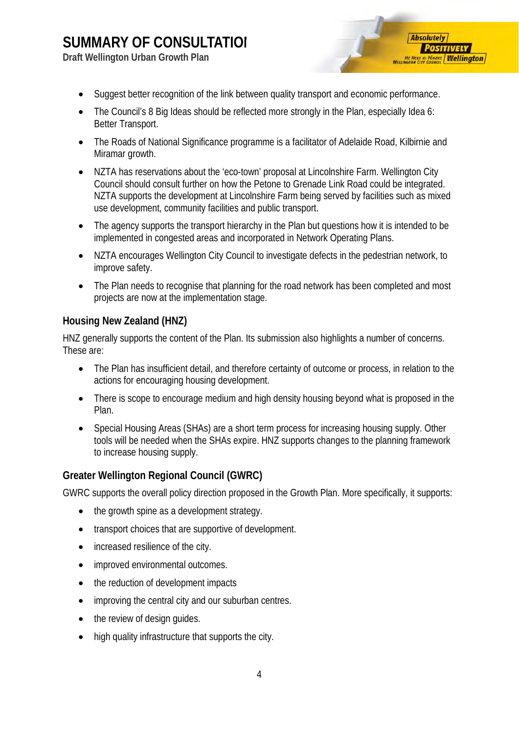- Suggest better recognition of the link between quality transport and economic performance.
- The Council's 8 Big Ideas should be reflected more strongly in the Plan, especially Idea 6: Better Transport.
- The Roads of National Significance programme is a facilitator of Adelaide Road, Kilbirnie and Miramar growth.
- NZTA has reservations about the 'eco-town' proposal at Lincolnshire Farm. Wellington City Council should consult further on how the Petone to Grenade Link Road could be integrated. NZTA supports the development at Lincolnshire Farm being served by facilities such as mixed use development, community facilities and public transport.
- The agency supports the transport hierarchy in the Plan but questions how it is intended to be implemented in congested areas and incorporated in Network Operating Plans.
- NZTA encourages Wellington City Council to investigate defects in the pedestrian network, to improve safety.
- The Plan needs to recognise that planning for the road network has been completed and most projects are now at the implementation stage.

### Housing New Zealand (HNZ)

HNZ generally supports the content of the Plan. Its submission also highlights a number of concerns. These are:

- The Plan has insufficient detail, and therefore certainty of outcome or process, in relation to the actions for encouraging housing development.
- There is scope to encourage medium and high density housing beyond what is proposed in the Plan.
- Special Housing Areas (SHAs) are a short term process for increasing housing supply. Other tools will be needed when the SHAs expire. HNZ supports changes to the planning framework to increase housing supply.

### Greater Wellington Regional Council (GWRC)

GWRC supports the overall policy direction proposed in the Growth Plan. More specifically, it supports:

- the growth spine as a development strategy.
- transport choices that are supportive of development.
- increased resilience of the city.
- improved environmental outcomes.
- the reduction of development impacts
- improving the central city and our suburban centres.
- the review of design guides.
- high quality infrastructure that supports the city.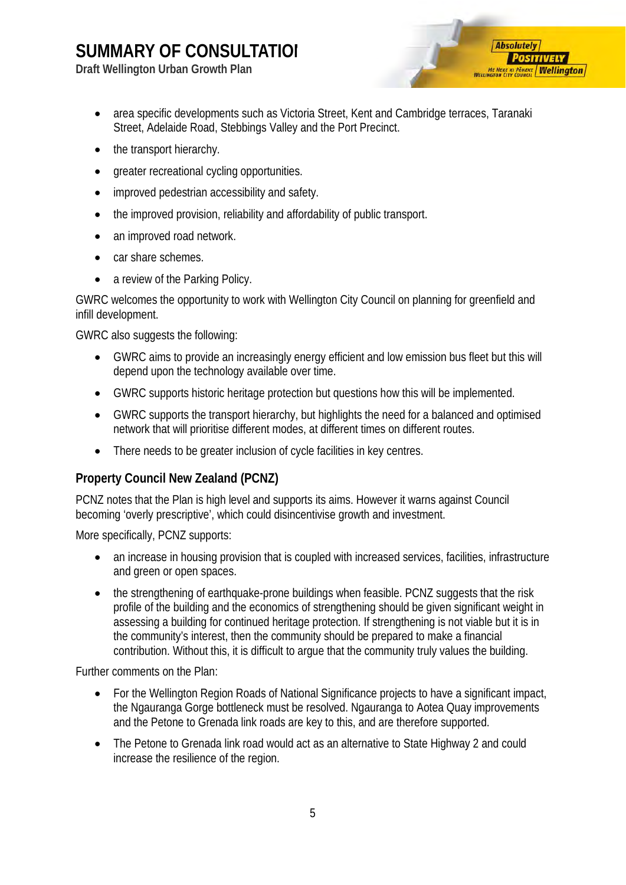- area specific developments such as Victoria Street, Kent and Cambridge terraces, Taranaki Street, Adelaide Road, Stebbings Valley and the Port Precinct.
- the transport hierarchy.
- greater recreational cycling opportunities.
- improved pedestrian accessibility and safety.
- the improved provision, reliability and affordability of public transport.
- an improved road network.
- car share schemes.
- a review of the Parking Policy.

GWRC welcomes the opportunity to work with Wellington City Council on planning for greenfield and infill development.

GWRC also suggests the following:

- GWRC aims to provide an increasingly energy efficient and low emission bus fleet but this will depend upon the technology available over time.
- GWRC supports historic heritage protection but questions how this will be implemented.
- GWRC supports the transport hierarchy, but highlights the need for a balanced and optimised network that will prioritise different modes, at different times on different routes.
- There needs to be greater inclusion of cycle facilities in key centres.

### Property Council New Zealand (PCNZ)

PCNZ notes that the Plan is high level and supports its aims. However it warns against Council becoming 'overly prescriptive', which could disincentivise growth and investment.

More specifically, PCNZ supports:

- an increase in housing provision that is coupled with increased services, facilities, infrastructure and green or open spaces.
- the strengthening of earthquake-prone buildings when feasible. PCNZ suggests that the risk profile of the building and the economics of strengthening should be given significant weight in assessing a building for continued heritage protection. If strengthening is not viable but it is in the community's interest, then the community should be prepared to make a financial contribution. Without this, it is difficult to argue that the community truly values the building.

Further comments on the Plan:

- For the Wellington Region Roads of National Significance projects to have a significant impact, the Ngauranga Gorge bottleneck must be resolved. Ngauranga to Aotea Quay improvements and the Petone to Grenada link roads are key to this, and are therefore supported.
- The Petone to Grenada link road would act as an alternative to State Highway 2 and could increase the resilience of the region.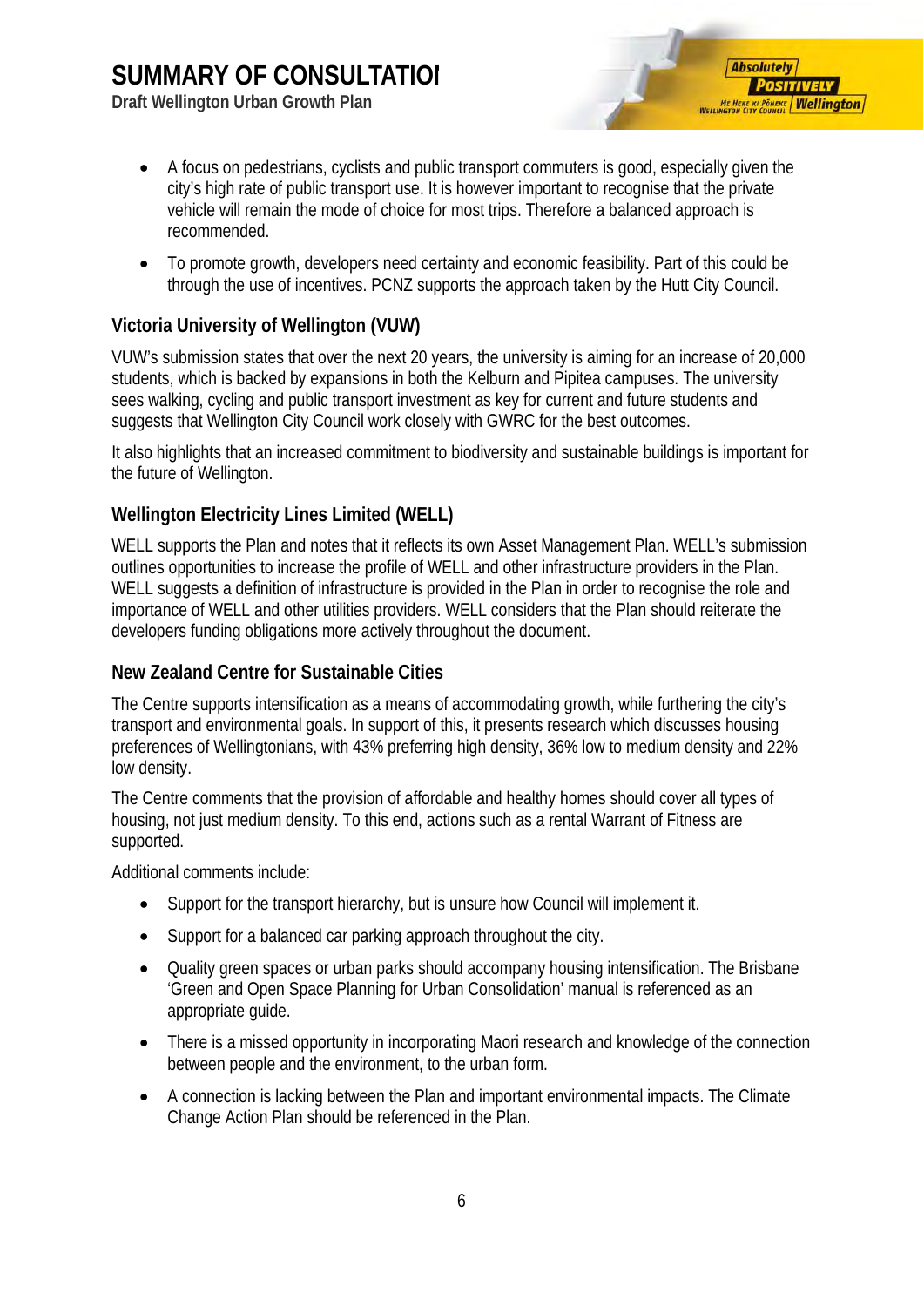- A focus on pedestrians, cyclists and public transport commuters is good, especially given the city's high rate of public transport use. It is however important to recognise that the private vehicle will remain the mode of choice for most trips. Therefore a balanced approach is recommended.
- To promote growth, developers need certainty and economic feasibility. Part of this could be through the use of incentives. PCNZ supports the approach taken by the Hutt City Council.

### Victoria University of Wellington (VUW)

VUW's submission states that over the next 20 years, the university is aiming for an increase of 20,000 students, which is backed by expansions in both the Kelburn and Pipitea campuses. The university sees walking, cycling and public transport investment as key for current and future students and suggests that Wellington City Council work closely with GWRC for the best outcomes.

It also highlights that an increased commitment to biodiversity and sustainable buildings is important for the future of Wellington.

### Wellington Electricity Lines Limited (WELL)

WELL supports the Plan and notes that it reflects its own Asset Management Plan. WELL's submission outlines opportunities to increase the profile of WELL and other infrastructure providers in the Plan. WELL suggests a definition of infrastructure is provided in the Plan in order to recognise the role and importance of WELL and other utilities providers. WELL considers that the Plan should reiterate the developers funding obligations more actively throughout the document.

### New Zealand Centre for Sustainable Cities

The Centre supports intensification as a means of accommodating growth, while furthering the city's transport and environmental goals. In support of this, it presents research which discusses housing preferences of Wellingtonians, with 43% preferring high density, 36% low to medium density and 22% low density.

The Centre comments that the provision of affordable and healthy homes should cover all types of housing, not just medium density. To this end, actions such as a rental Warrant of Fitness are supported.

Additional comments include:

- Support for the transport hierarchy, but is unsure how Council will implement it.
- Support for a balanced car parking approach throughout the city.
- Quality green spaces or urban parks should accompany housing intensification. The Brisbane 'Green and Open Space Planning for Urban Consolidation' manual is referenced as an appropriate guide.
- There is a missed opportunity in incorporating Maori research and knowledge of the connection between people and the environment, to the urban form.
- A connection is lacking between the Plan and important environmental impacts. The Climate Change Action Plan should be referenced in the Plan.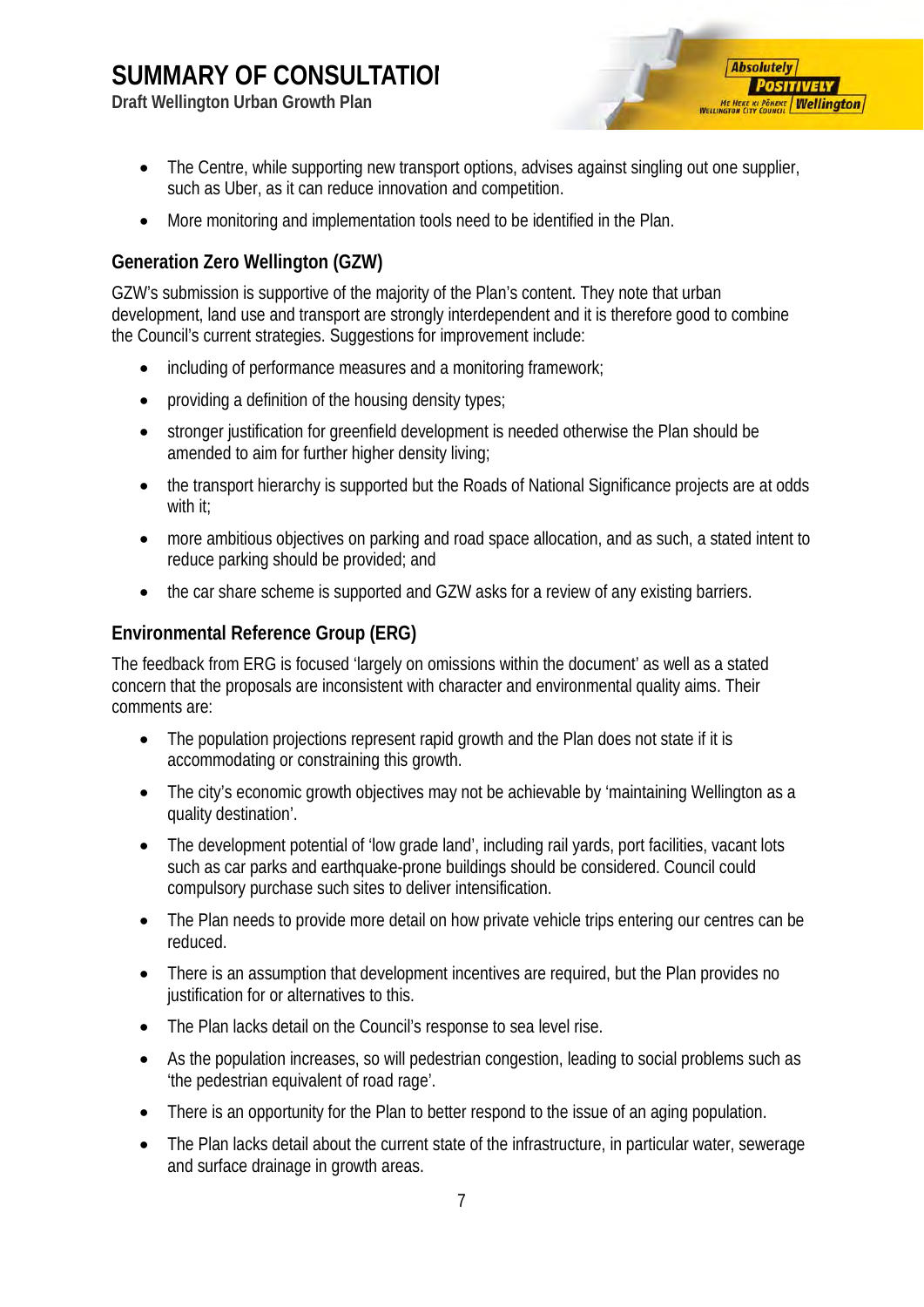- The Centre, while supporting new transport options, advises against singling out one supplier, such as Uber, as it can reduce innovation and competition.
- More monitoring and implementation tools need to be identified in the Plan.

### Generation Zero Wellington (GZW)

GZW's submission is supportive of the majority of the Plan's content. They note that urban development, land use and transport are strongly interdependent and it is therefore good to combine the Council's current strategies. Suggestions for improvement include:

- including of performance measures and a monitoring framework;
- providing a definition of the housing density types;
- stronger justification for greenfield development is needed otherwise the Plan should be amended to aim for further higher density living;
- the transport hierarchy is supported but the Roads of National Significance projects are at odds with it;
- more ambitious objectives on parking and road space allocation, and as such, a stated intent to reduce parking should be provided; and
- the car share scheme is supported and GZW asks for a review of any existing barriers.

### Environmental Reference Group (ERG)

The feedback from ERG is focused 'largely on omissions within the document' as well as a stated concern that the proposals are inconsistent with character and environmental quality aims. Their comments are:

- The population projections represent rapid growth and the Plan does not state if it is accommodating or constraining this growth.
- The city's economic growth objectives may not be achievable by 'maintaining Wellington as a quality destination'.
- The development potential of 'low grade land', including rail yards, port facilities, vacant lots such as car parks and earthquake-prone buildings should be considered. Council could compulsory purchase such sites to deliver intensification.
- The Plan needs to provide more detail on how private vehicle trips entering our centres can be reduced.
- There is an assumption that development incentives are required, but the Plan provides no justification for or alternatives to this.
- The Plan lacks detail on the Council's response to sea level rise.
- As the population increases, so will pedestrian congestion, leading to social problems such as 'the pedestrian equivalent of road rage'.
- There is an opportunity for the Plan to better respond to the issue of an aging population.
- The Plan lacks detail about the current state of the infrastructure, in particular water, sewerage and surface drainage in growth areas.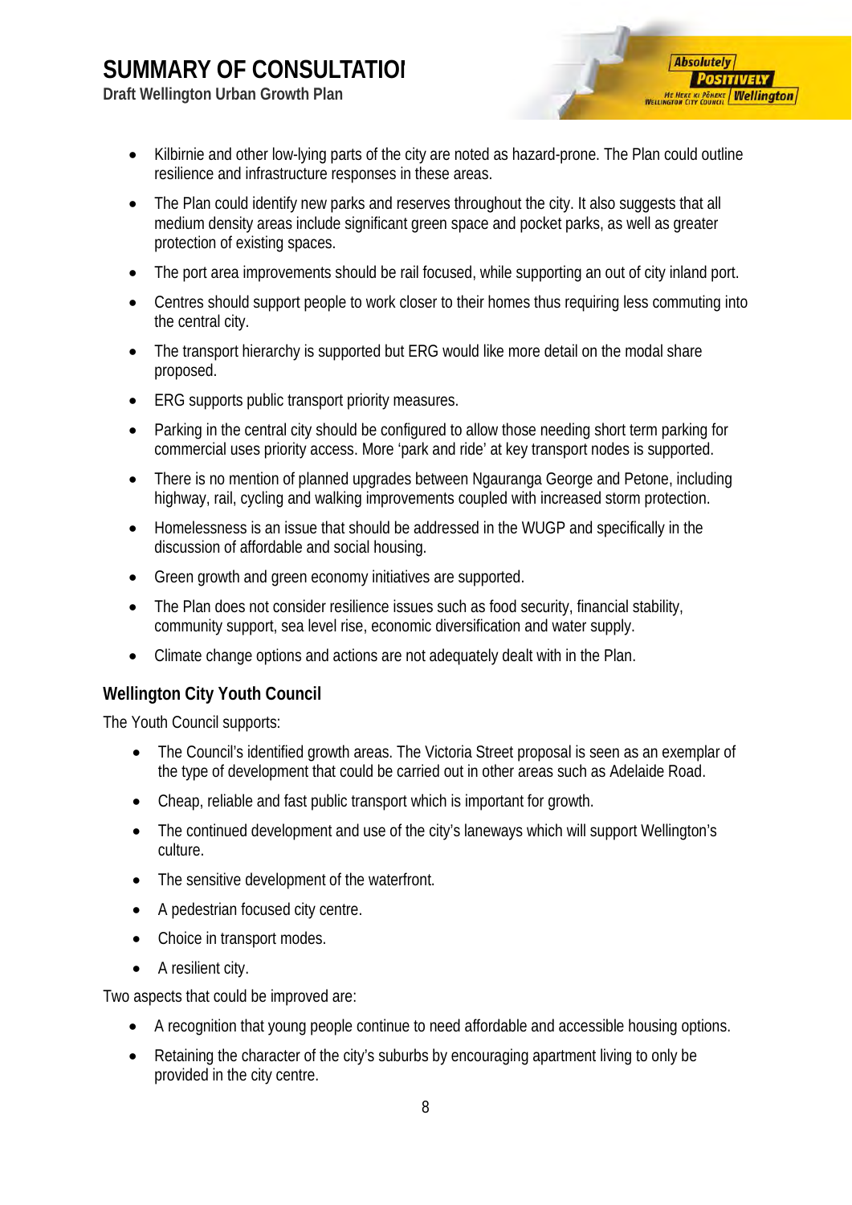- Kilbirnie and other low-lying parts of the city are noted as hazard-prone. The Plan could outline resilience and infrastructure responses in these areas.
- The Plan could identify new parks and reserves throughout the city. It also suggests that all medium density areas include significant green space and pocket parks, as well as greater protection of existing spaces.
- The port area improvements should be rail focused, while supporting an out of city inland port.
- Centres should support people to work closer to their homes thus requiring less commuting into the central city.
- The transport hierarchy is supported but ERG would like more detail on the modal share proposed.
- ERG supports public transport priority measures.
- Parking in the central city should be configured to allow those needing short term parking for commercial uses priority access. More 'park and ride' at key transport nodes is supported.
- There is no mention of planned upgrades between Ngauranga George and Petone, including highway, rail, cycling and walking improvements coupled with increased storm protection.
- Homelessness is an issue that should be addressed in the WUGP and specifically in the discussion of affordable and social housing.
- Green growth and green economy initiatives are supported.
- The Plan does not consider resilience issues such as food security, financial stability, community support, sea level rise, economic diversification and water supply.
- Climate change options and actions are not adequately dealt with in the Plan.

### Wellington City Youth Council

The Youth Council supports:

- The Council's identified growth areas. The Victoria Street proposal is seen as an exemplar of the type of development that could be carried out in other areas such as Adelaide Road.
- Cheap, reliable and fast public transport which is important for growth.
- The continued development and use of the city's laneways which will support Wellington's culture.
- The sensitive development of the waterfront.
- A pedestrian focused city centre.
- Choice in transport modes.
- A resilient city.

Two aspects that could be improved are:

- A recognition that young people continue to need affordable and accessible housing options.
- Retaining the character of the city's suburbs by encouraging apartment living to only be provided in the city centre.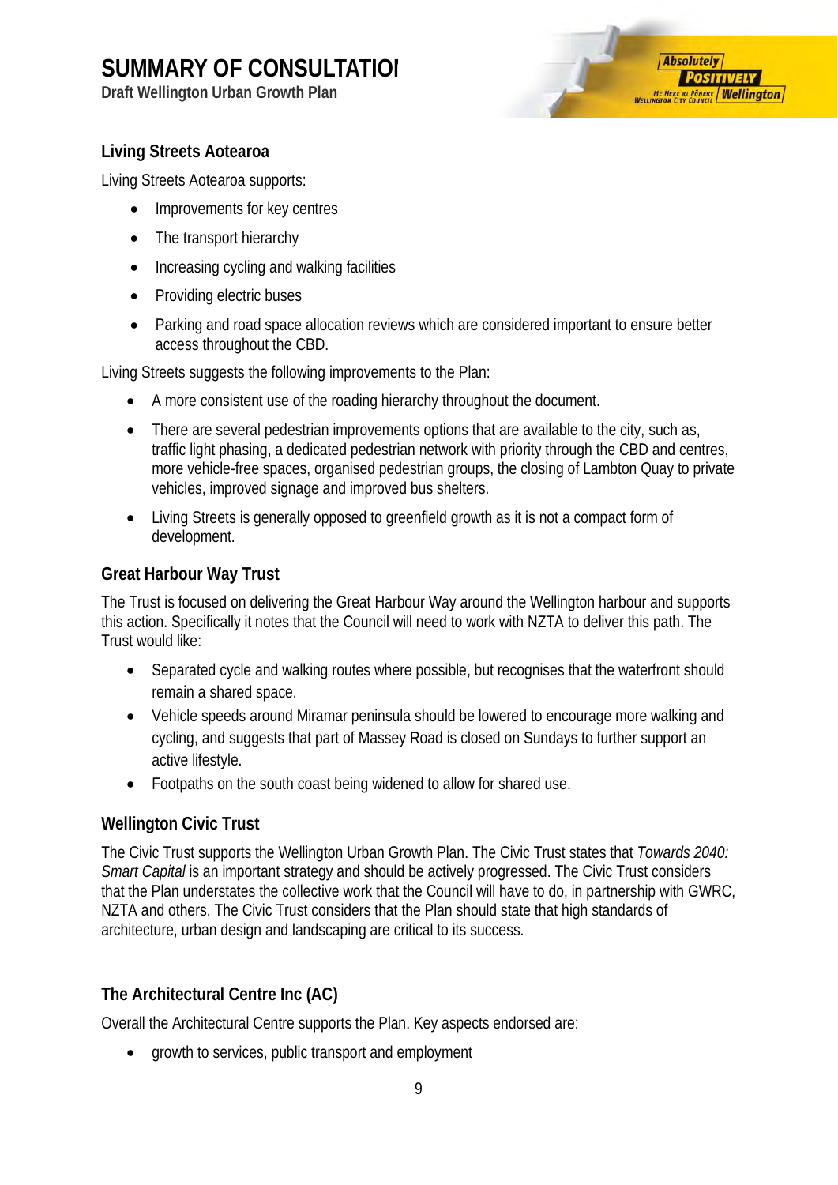## Living Streets Aotearoa

Living Streets Aotearoa supports:

- Improvements for key centres
- The transport hierarchy
- Increasing cycling and walking facilities
- Providing electric buses
- Parking and road space allocation reviews which are considered important to ensure better access throughout the CBD.

Living Streets suggests the following improvements to the Plan:

- A more consistent use of the roading hierarchy throughout the document.
- There are several pedestrian improvements options that are available to the city, such as, traffic light phasing, a dedicated pedestrian network with priority through the CBD and centres, more vehicle-free spaces, organised pedestrian groups, the closing of Lambton Quay to private vehicles, improved signage and improved bus shelters.
- Living Streets is generally opposed to greenfield growth as it is not a compact form of development.

## Great Harbour Way Trust

The Trust is focused on delivering the Great Harbour Way around the Wellington harbour and supports this action. Specifically it notes that the Council will need to work with NZTA to deliver this path. The Trust would like:

- Separated cycle and walking routes where possible, but recognises that the waterfront should remain a shared space.
- Vehicle speeds around Miramar peninsula should be lowered to encourage more walking and cycling, and suggests that part of Massey Road is closed on Sundays to further support an active lifestyle.
- Footpaths on the south coast being widened to allow for shared use.

## Wellington Civic Trust

The Civic Trust supports the Wellington Urban Growth Plan. The Civic Trust states that *Towards 2040: Smart Capital* is an important strategy and should be actively progressed. The Civic Trust considers that the Plan understates the collective work that the Council will have to do, in partnership with GWRC, NZTA and others. The Civic Trust considers that the Plan should state that high standards of architecture, urban design and landscaping are critical to its success.

## The Architectural Centre Inc (AC)

Overall the Architectural Centre supports the Plan. Key aspects endorsed are:

- growth to services, public transport and employment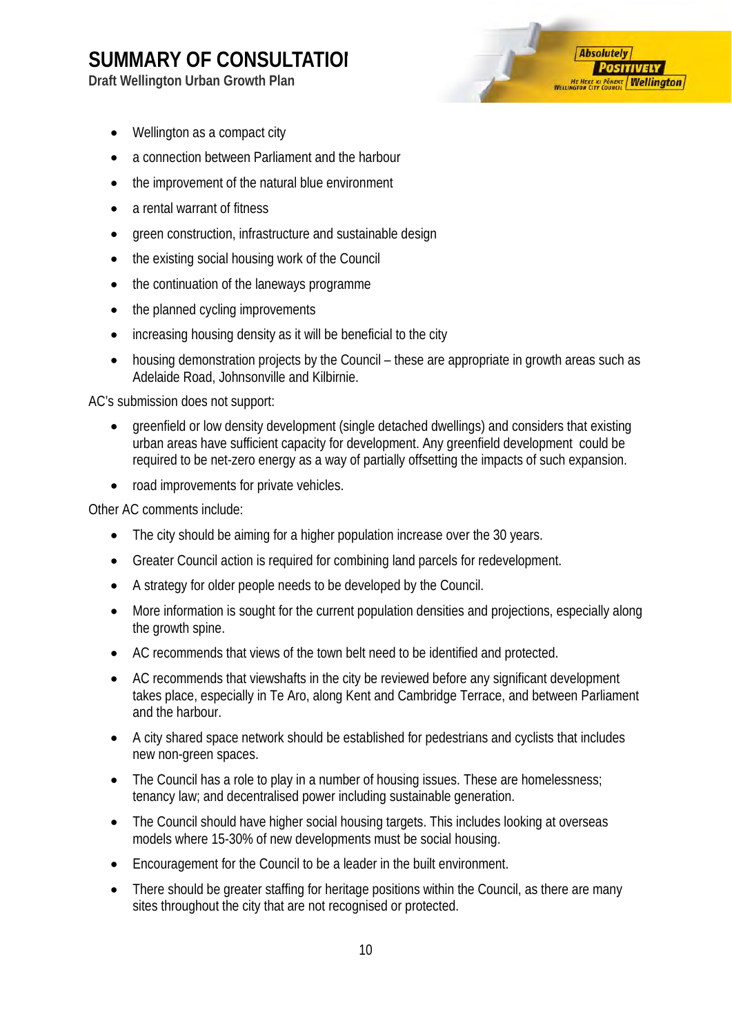- Wellington as a compact city
- a connection between Parliament and the harbour
- the improvement of the natural blue environment
- a rental warrant of fitness
- green construction, infrastructure and sustainable design
- the existing social housing work of the Council
- the continuation of the laneways programme
- the planned cycling improvements
- increasing housing density as it will be beneficial to the city
- housing demonstration projects by the Council – these are appropriate in growth areas such as Adelaide Road, Johnsonville and Kilbirnie.

AC's submission does not support:

- greenfield or low density development (single detached dwellings) and considers that existing urban areas have sufficient capacity for development. Any greenfield development could be required to be net-zero energy as a way of partially offsetting the impacts of such expansion.
- road improvements for private vehicles.

Other AC comments include:

- The city should be aiming for a higher population increase over the 30 years.
- Greater Council action is required for combining land parcels for redevelopment.
- A strategy for older people needs to be developed by the Council.
- More information is sought for the current population densities and projections, especially along the growth spine.
- AC recommends that views of the town belt need to be identified and protected.
- AC recommends that viewshafts in the city be reviewed before any significant development takes place, especially in Te Aro, along Kent and Cambridge Terrace, and between Parliament and the harbour.
- A city shared space network should be established for pedestrians and cyclists that includes new non-green spaces.
- The Council has a role to play in a number of housing issues. These are homelessness; tenancy law; and decentralised power including sustainable generation.
- The Council should have higher social housing targets. This includes looking at overseas models where 15-30% of new developments must be social housing.
- Encouragement for the Council to be a leader in the built environment.
- There should be greater staffing for heritage positions within the Council, as there are many sites throughout the city that are not recognised or protected.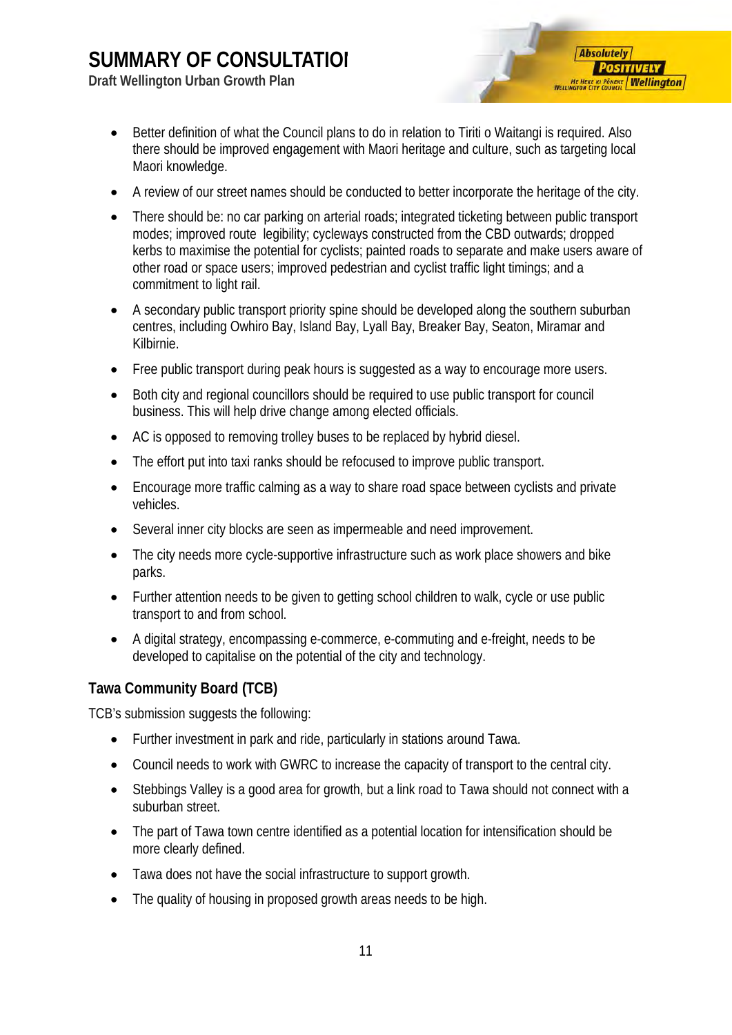- Better definition of what the Council plans to do in relation to Tiriti o Waitangi is required. Also there should be improved engagement with Maori heritage and culture, such as targeting local Maori knowledge.
- A review of our street names should be conducted to better incorporate the heritage of the city.
- There should be: no car parking on arterial roads; integrated ticketing between public transport modes; improved route legibility; cycleways constructed from the CBD outwards; dropped kerbs to maximise the potential for cyclists; painted roads to separate and make users aware of other road or space users; improved pedestrian and cyclist traffic light timings; and a commitment to light rail.
- A secondary public transport priority spine should be developed along the southern suburban centres, including Owhiro Bay, Island Bay, Lyall Bay, Breaker Bay, Seaton, Miramar and Kilbirnie.
- Free public transport during peak hours is suggested as a way to encourage more users.
- Both city and regional councillors should be required to use public transport for council business. This will help drive change among elected officials.
- AC is opposed to removing trolley buses to be replaced by hybrid diesel.
- The effort put into taxi ranks should be refocused to improve public transport.
- Encourage more traffic calming as a way to share road space between cyclists and private vehicles.
- Several inner city blocks are seen as impermeable and need improvement.
- The city needs more cycle-supportive infrastructure such as work place showers and bike parks.
- Further attention needs to be given to getting school children to walk, cycle or use public transport to and from school.
- A digital strategy, encompassing e-commerce, e-commuting and e-freight, needs to be developed to capitalise on the potential of the city and technology.

### Tawa Community Board (TCB)

TCB's submission suggests the following:

- Further investment in park and ride, particularly in stations around Tawa.
- Council needs to work with GWRC to increase the capacity of transport to the central city.
- Stebbings Valley is a good area for growth, but a link road to Tawa should not connect with a suburban street.
- The part of Tawa town centre identified as a potential location for intensification should be more clearly defined.
- Tawa does not have the social infrastructure to support growth.
- The quality of housing in proposed growth areas needs to be high.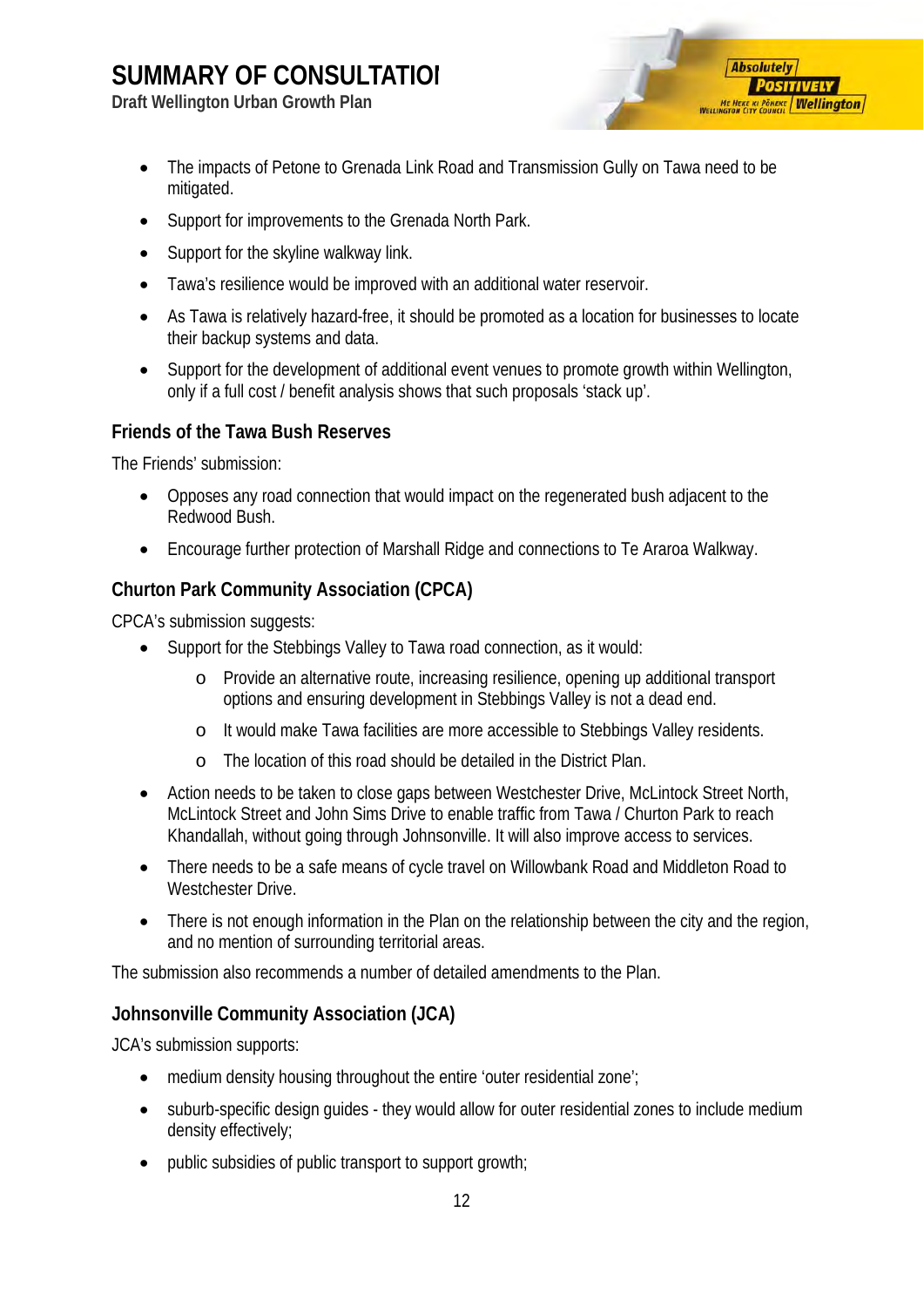- The impacts of Petone to Grenada Link Road and Transmission Gully on Tawa need to be mitigated.
- Support for improvements to the Grenada North Park.
- Support for the skyline walkway link.
- Tawa's resilience would be improved with an additional water reservoir.
- As Tawa is relatively hazard-free, it should be promoted as a location for businesses to locate their backup systems and data.
- Support for the development of additional event venues to promote growth within Wellington, only if a full cost / benefit analysis shows that such proposals 'stack up'.

### Friends of the Tawa Bush Reserves

The Friends' submission:

- Opposes any road connection that would impact on the regenerated bush adjacent to the Redwood Bush.
- Encourage further protection of Marshall Ridge and connections to Te Araroa Walkway.

### Churton Park Community Association (CPCA)

CPCA's submission suggests:

- Support for the Stebbings Valley to Tawa road connection, as it would:
  - Provide an alternative route, increasing resilience, opening up additional transport options and ensuring development in Stebbings Valley is not a dead end.
  - It would make Tawa facilities are more accessible to Stebbings Valley residents.
  - The location of this road should be detailed in the District Plan.
- Action needs to be taken to close gaps between Westchester Drive, McLintock Street North, McLintock Street and John Sims Drive to enable traffic from Tawa / Churton Park to reach Khandallah, without going through Johnsonville. It will also improve access to services.
- There needs to be a safe means of cycle travel on Willowbank Road and Middleton Road to Westchester Drive.
- There is not enough information in the Plan on the relationship between the city and the region, and no mention of surrounding territorial areas.

The submission also recommends a number of detailed amendments to the Plan.

### Johnsonville Community Association (JCA)

JCA's submission supports:

- medium density housing throughout the entire 'outer residential zone';
- suburb-specific design guides - they would allow for outer residential zones to include medium density effectively;
- public subsidies of public transport to support growth;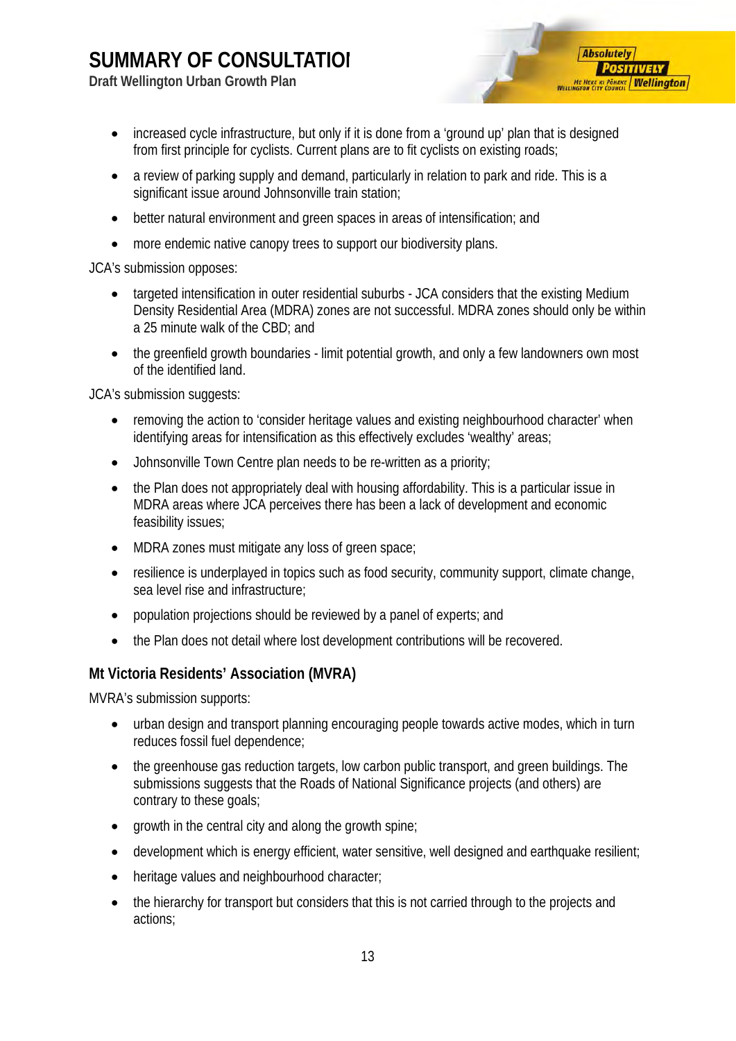- increased cycle infrastructure, but only if it is done from a 'ground up' plan that is designed from first principle for cyclists. Current plans are to fit cyclists on existing roads;
- a review of parking supply and demand, particularly in relation to park and ride. This is a significant issue around Johnsonville train station;
- better natural environment and green spaces in areas of intensification; and
- more endemic native canopy trees to support our biodiversity plans.

JCA's submission opposes:

- targeted intensification in outer residential suburbs - JCA considers that the existing Medium Density Residential Area (MDRA) zones are not successful. MDRA zones should only be within a 25 minute walk of the CBD; and
- the greenfield growth boundaries - limit potential growth, and only a few landowners own most of the identified land.

JCA's submission suggests:

- removing the action to 'consider heritage values and existing neighbourhood character' when identifying areas for intensification as this effectively excludes 'wealthy' areas;
- Johnsonville Town Centre plan needs to be re-written as a priority;
- the Plan does not appropriately deal with housing affordability. This is a particular issue in MDRA areas where JCA perceives there has been a lack of development and economic feasibility issues;
- MDRA zones must mitigate any loss of green space;
- resilience is underplayed in topics such as food security, community support, climate change, sea level rise and infrastructure;
- population projections should be reviewed by a panel of experts; and
- the Plan does not detail where lost development contributions will be recovered.

### Mt Victoria Residents' Association (MVRA)

MVRA's submission supports:

- urban design and transport planning encouraging people towards active modes, which in turn reduces fossil fuel dependence;
- the greenhouse gas reduction targets, low carbon public transport, and green buildings. The submissions suggests that the Roads of National Significance projects (and others) are contrary to these goals;
- growth in the central city and along the growth spine;
- development which is energy efficient, water sensitive, well designed and earthquake resilient;
- heritage values and neighbourhood character;
- the hierarchy for transport but considers that this is not carried through to the projects and actions;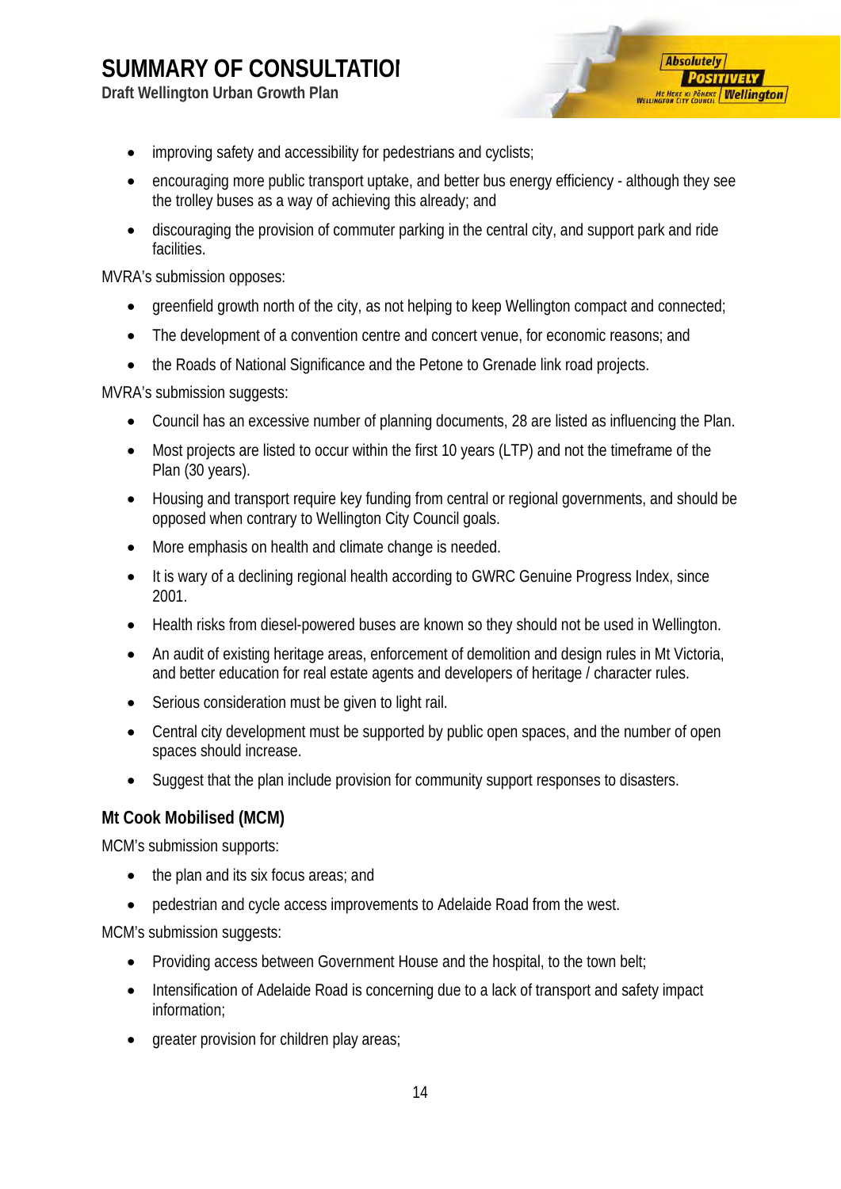- improving safety and accessibility for pedestrians and cyclists;
- encouraging more public transport uptake, and better bus energy efficiency - although they see the trolley buses as a way of achieving this already; and
- discouraging the provision of commuter parking in the central city, and support park and ride facilities.

MVRA's submission opposes:

- greenfield growth north of the city, as not helping to keep Wellington compact and connected;
- The development of a convention centre and concert venue, for economic reasons; and
- the Roads of National Significance and the Petone to Grenade link road projects.

MVRA's submission suggests:

- Council has an excessive number of planning documents, 28 are listed as influencing the Plan.
- Most projects are listed to occur within the first 10 years (LTP) and not the timeframe of the Plan (30 years).
- Housing and transport require key funding from central or regional governments, and should be opposed when contrary to Wellington City Council goals.
- More emphasis on health and climate change is needed.
- It is wary of a declining regional health according to GWRC Genuine Progress Index, since 2001.
- Health risks from diesel-powered buses are known so they should not be used in Wellington.
- An audit of existing heritage areas, enforcement of demolition and design rules in Mt Victoria, and better education for real estate agents and developers of heritage / character rules.
- Serious consideration must be given to light rail.
- Central city development must be supported by public open spaces, and the number of open spaces should increase.
- Suggest that the plan include provision for community support responses to disasters.

### Mt Cook Mobilised (MCM)

MCM's submission supports:

- the plan and its six focus areas; and
- pedestrian and cycle access improvements to Adelaide Road from the west.

MCM's submission suggests:

- Providing access between Government House and the hospital, to the town belt;
- Intensification of Adelaide Road is concerning due to a lack of transport and safety impact information;
- greater provision for children play areas;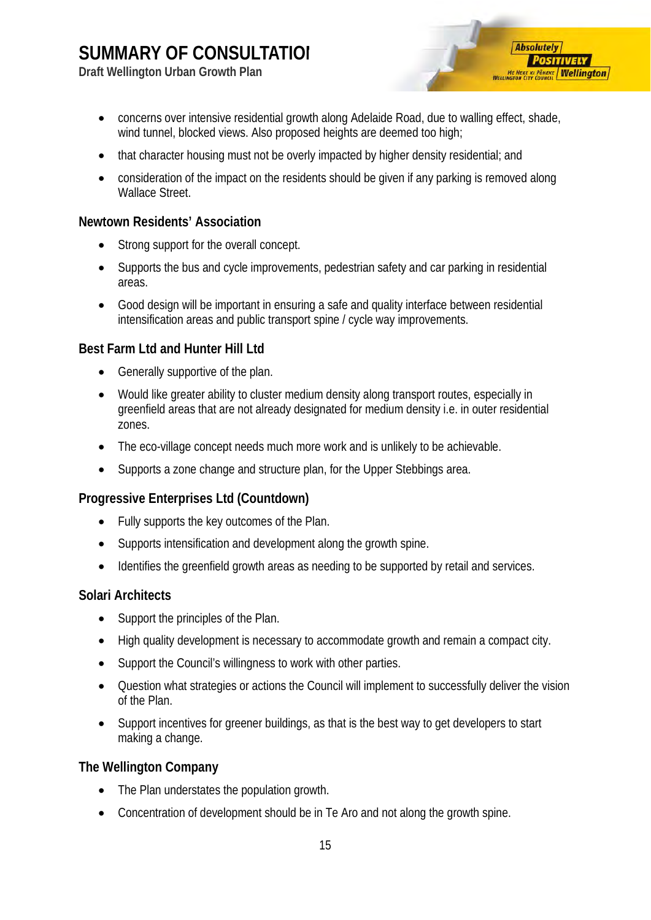- concerns over intensive residential growth along Adelaide Road, due to walling effect, shade, wind tunnel, blocked views. Also proposed heights are deemed too high;
- that character housing must not be overly impacted by higher density residential; and
- consideration of the impact on the residents should be given if any parking is removed along Wallace Street.

### Newtown Residents' Association

- Strong support for the overall concept.
- Supports the bus and cycle improvements, pedestrian safety and car parking in residential areas.
- Good design will be important in ensuring a safe and quality interface between residential intensification areas and public transport spine / cycle way improvements.

### Best Farm Ltd and Hunter Hill Ltd

- Generally supportive of the plan.
- Would like greater ability to cluster medium density along transport routes, especially in greenfield areas that are not already designated for medium density i.e. in outer residential zones.
- The eco-village concept needs much more work and is unlikely to be achievable.
- Supports a zone change and structure plan, for the Upper Stebbings area.

### Progressive Enterprises Ltd (Countdown)

- Fully supports the key outcomes of the Plan.
- Supports intensification and development along the growth spine.
- Identifies the greenfield growth areas as needing to be supported by retail and services.

### Solari Architects

- Support the principles of the Plan.
- High quality development is necessary to accommodate growth and remain a compact city.
- Support the Council's willingness to work with other parties.
- Question what strategies or actions the Council will implement to successfully deliver the vision of the Plan.
- Support incentives for greener buildings, as that is the best way to get developers to start making a change.

### The Wellington Company

- The Plan understates the population growth.
- Concentration of development should be in Te Aro and not along the growth spine.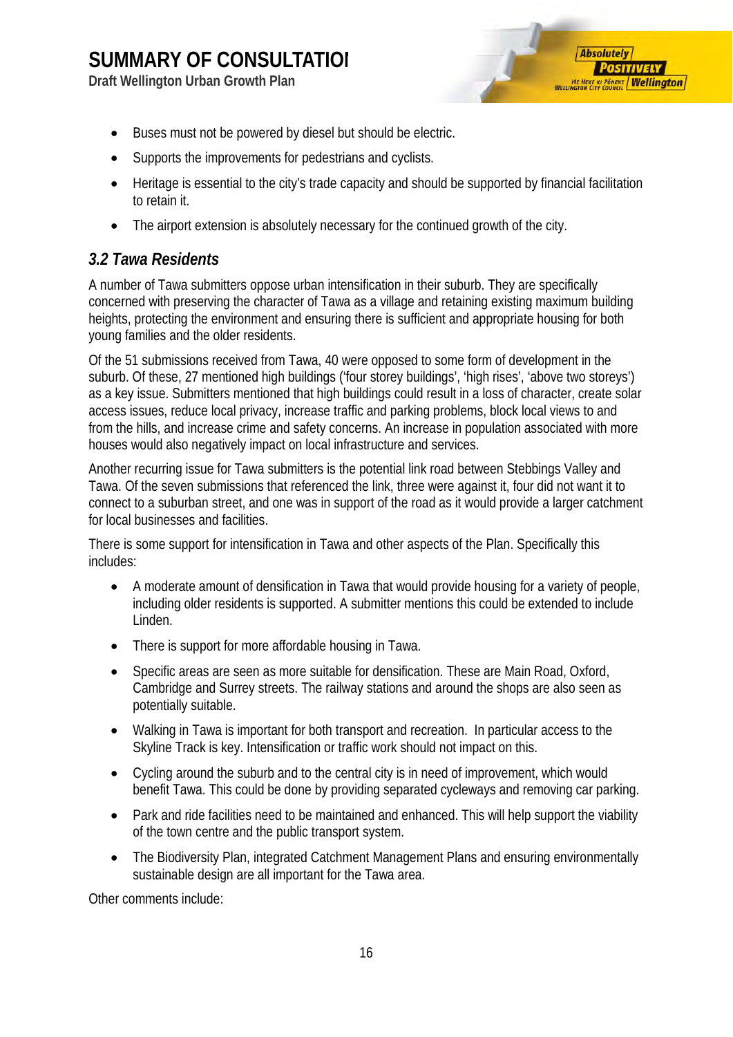- Buses must not be powered by diesel but should be electric.
- Supports the improvements for pedestrians and cyclists.
- Heritage is essential to the city's trade capacity and should be supported by financial facilitation to retain it.
- The airport extension is absolutely necessary for the continued growth of the city.

### *3.2 Tawa Residents*

A number of Tawa submitters oppose urban intensification in their suburb. They are specifically concerned with preserving the character of Tawa as a village and retaining existing maximum building heights, protecting the environment and ensuring there is sufficient and appropriate housing for both young families and the older residents.

Of the 51 submissions received from Tawa, 40 were opposed to some form of development in the suburb. Of these, 27 mentioned high buildings ('four storey buildings', 'high rises', 'above two storeys') as a key issue. Submitters mentioned that high buildings could result in a loss of character, create solar access issues, reduce local privacy, increase traffic and parking problems, block local views to and from the hills, and increase crime and safety concerns. An increase in population associated with more houses would also negatively impact on local infrastructure and services.

Another recurring issue for Tawa submitters is the potential link road between Stebbings Valley and Tawa. Of the seven submissions that referenced the link, three were against it, four did not want it to connect to a suburban street, and one was in support of the road as it would provide a larger catchment for local businesses and facilities.

There is some support for intensification in Tawa and other aspects of the Plan. Specifically this includes:

- A moderate amount of densification in Tawa that would provide housing for a variety of people, including older residents is supported. A submitter mentions this could be extended to include Linden.
- There is support for more affordable housing in Tawa.
- Specific areas are seen as more suitable for densification. These are Main Road, Oxford, Cambridge and Surrey streets. The railway stations and around the shops are also seen as potentially suitable.
- Walking in Tawa is important for both transport and recreation. In particular access to the Skyline Track is key. Intensification or traffic work should not impact on this.
- Cycling around the suburb and to the central city is in need of improvement, which would benefit Tawa. This could be done by providing separated cycleways and removing car parking.
- Park and ride facilities need to be maintained and enhanced. This will help support the viability of the town centre and the public transport system.
- The Biodiversity Plan, integrated Catchment Management Plans and ensuring environmentally sustainable design are all important for the Tawa area.

Other comments include: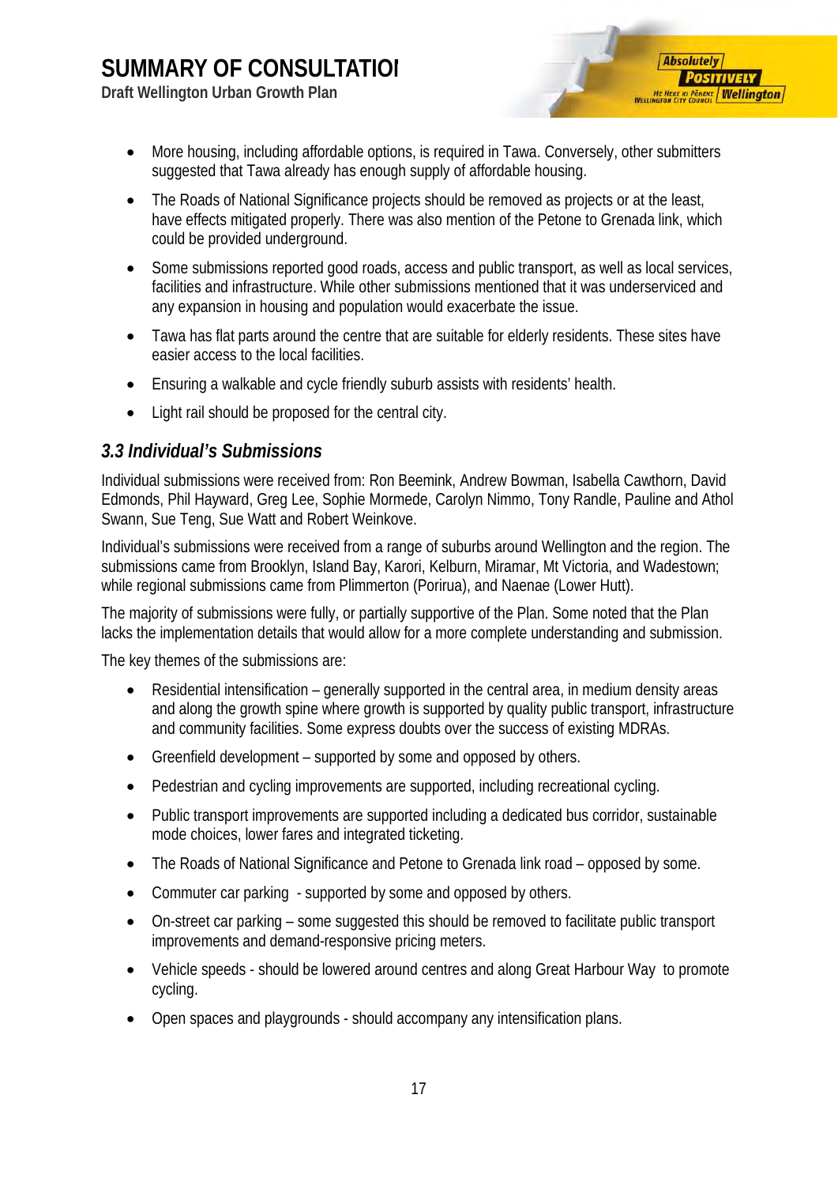- More housing, including affordable options, is required in Tawa. Conversely, other submitters suggested that Tawa already has enough supply of affordable housing.
- The Roads of National Significance projects should be removed as projects or at the least, have effects mitigated properly. There was also mention of the Petone to Grenada link, which could be provided underground.
- Some submissions reported good roads, access and public transport, as well as local services, facilities and infrastructure. While other submissions mentioned that it was underserviced and any expansion in housing and population would exacerbate the issue.
- Tawa has flat parts around the centre that are suitable for elderly residents. These sites have easier access to the local facilities.
- Ensuring a walkable and cycle friendly suburb assists with residents' health.
- Light rail should be proposed for the central city.

### *3.3 Individual's Submissions*

Individual submissions were received from: Ron Beemink, Andrew Bowman, Isabella Cawthorn, David Edmonds, Phil Hayward, Greg Lee, Sophie Mormede, Carolyn Nimmo, Tony Randle, Pauline and Athol Swann, Sue Teng, Sue Watt and Robert Weinkove.

Individual's submissions were received from a range of suburbs around Wellington and the region. The submissions came from Brooklyn, Island Bay, Karori, Kelburn, Miramar, Mt Victoria, and Wadestown; while regional submissions came from Plimmerton (Porirua), and Naenae (Lower Hutt).

The majority of submissions were fully, or partially supportive of the Plan. Some noted that the Plan lacks the implementation details that would allow for a more complete understanding and submission.

The key themes of the submissions are:

- Residential intensification – generally supported in the central area, in medium density areas and along the growth spine where growth is supported by quality public transport, infrastructure and community facilities. Some express doubts over the success of existing MDRAs.
- Greenfield development – supported by some and opposed by others.
- Pedestrian and cycling improvements are supported, including recreational cycling.
- Public transport improvements are supported including a dedicated bus corridor, sustainable mode choices, lower fares and integrated ticketing.
- The Roads of National Significance and Petone to Grenada link road – opposed by some.
- Commuter car parking - supported by some and opposed by others.
- On-street car parking – some suggested this should be removed to facilitate public transport improvements and demand-responsive pricing meters.
- Vehicle speeds - should be lowered around centres and along Great Harbour Way to promote cycling.
- Open spaces and playgrounds - should accompany any intensification plans.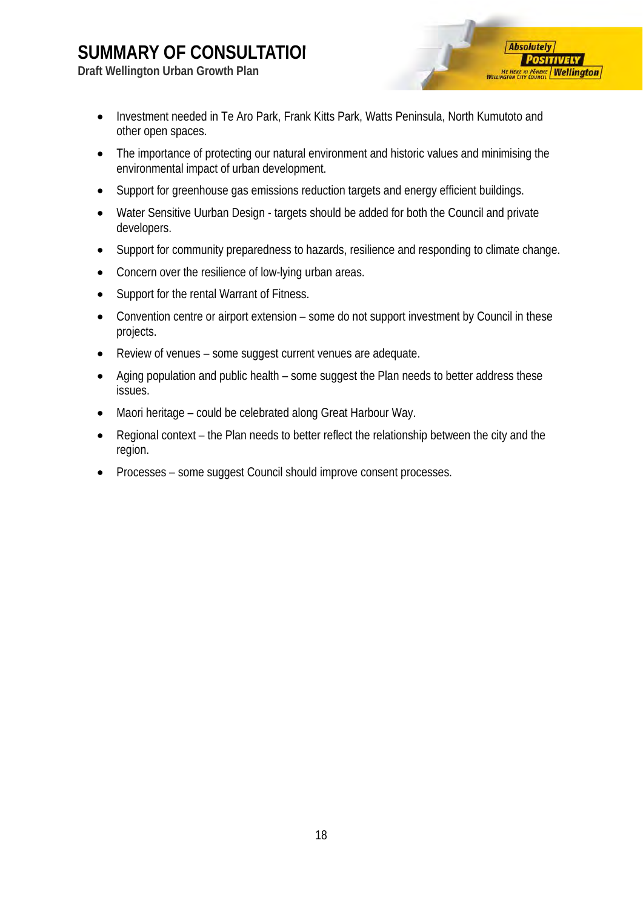- Investment needed in Te Aro Park, Frank Kitts Park, Watts Peninsula, North Kumutoto and other open spaces.
- The importance of protecting our natural environment and historic values and minimising the environmental impact of urban development.
- Support for greenhouse gas emissions reduction targets and energy efficient buildings.
- Water Sensitive Uurban Design - targets should be added for both the Council and private developers.
- Support for community preparedness to hazards, resilience and responding to climate change.
- Concern over the resilience of low-lying urban areas.
- Support for the rental Warrant of Fitness.
- Convention centre or airport extension – some do not support investment by Council in these projects.
- Review of venues – some suggest current venues are adequate.
- Aging population and public health – some suggest the Plan needs to better address these issues.
- Maori heritage – could be celebrated along Great Harbour Way.
- Regional context – the Plan needs to better reflect the relationship between the city and the region.
- Processes – some suggest Council should improve consent processes.